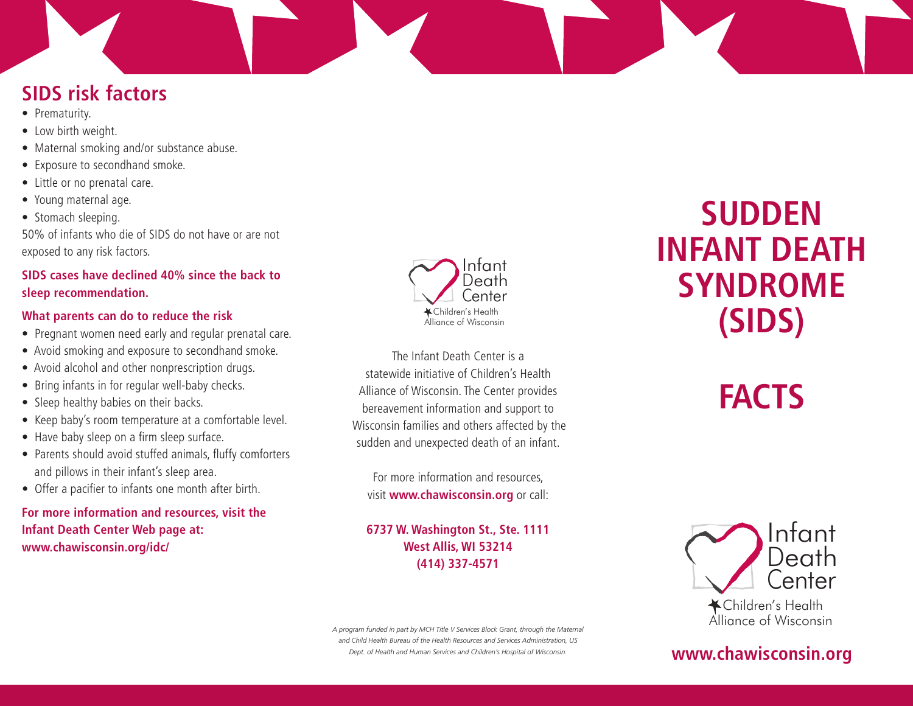## SIDS risk factors

- Prematurity.
- Low birth weight.
- Maternal smoking and/or substance abuse.
- Exposure to secondhand smoke.
- Little or no prenatal care.
- Young maternal age.
- Stomach sleeping.

50% of infants who die of SIDS do not have or are not exposed to any risk factors.

**SIDS cases have declined 40% since the back to sleep recommendation.**

### What parents can do to reduce the risk

- Pregnant women need early and regular prenatal care.
- Avoid smoking and exposure to secondhand smoke.
- Avoid alcohol and other nonprescription drugs.
- Bring infants in for regular well-baby checks.
- Sleep healthy babies on their backs.
- Keep baby's room temperature at a comfortable level.
- Have baby sleep on a firm sleep surface.
- Parents should avoid stuffed animals, fluffy comforters and pillows in their infant's sleep area.
- Offer a pacifier to infants one month after birth.

**For more information and resources, visit the Infant Death Center Web page at: www.chawisconsin.org/idc/**

Infant Death Center
Children's Health Alliance of Wisconsin

The Infant Death Center is a statewide initiative of Children's Health Alliance of Wisconsin. The Center provides bereavement information and support to Wisconsin families and others affected by the sudden and unexpected death of an infant.

For more information and resources, visit **www.chawisconsin.org** or call:

**6737 W. Washington St., Ste. 1111**
**West Allis, WI 53214**
**(414) 337-4571**

*A program funded in part by MCH Title V Services Block Grant, through the Maternal and Child Health Bureau of the Health Resources and Services Administration, US Dept. of Health and Human Services and Children's Hospital of Wisconsin.*

# SUDDEN INFANT DEATH SYNDROME (SIDS)

# FACTS

Infant Death Center
Children's Health Alliance of Wisconsin

**www.chawisconsin.org**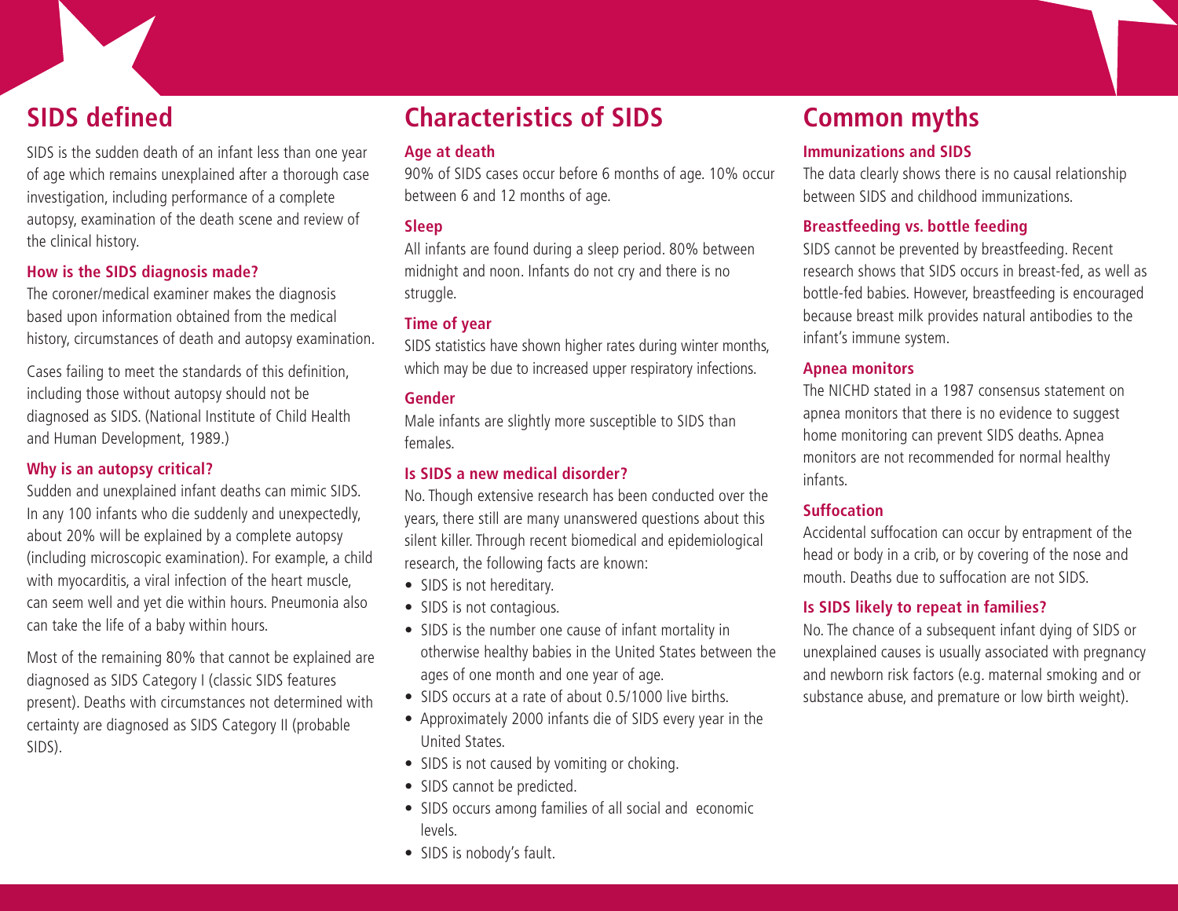## SIDS defined

SIDS is the sudden death of an infant less than one year of age which remains unexplained after a thorough case investigation, including performance of a complete autopsy, examination of the death scene and review of the clinical history.

### How is the SIDS diagnosis made?

The coroner/medical examiner makes the diagnosis based upon information obtained from the medical history, circumstances of death and autopsy examination.

Cases failing to meet the standards of this definition, including those without autopsy should not be diagnosed as SIDS. (National Institute of Child Health and Human Development, 1989.)

### Why is an autopsy critical?

Sudden and unexplained infant deaths can mimic SIDS. In any 100 infants who die suddenly and unexpectedly, about 20% will be explained by a complete autopsy (including microscopic examination). For example, a child with myocarditis, a viral infection of the heart muscle, can seem well and yet die within hours. Pneumonia also can take the life of a baby within hours.

Most of the remaining 80% that cannot be explained are diagnosed as SIDS Category I (classic SIDS features present). Deaths with circumstances not determined with certainty are diagnosed as SIDS Category II (probable SIDS).

## Characteristics of SIDS

### Age at death

90% of SIDS cases occur before 6 months of age. 10% occur between 6 and 12 months of age.

### Sleep

All infants are found during a sleep period. 80% between midnight and noon. Infants do not cry and there is no struggle.

### Time of year

SIDS statistics have shown higher rates during winter months, which may be due to increased upper respiratory infections.

### Gender

Male infants are slightly more susceptible to SIDS than females.

### Is SIDS a new medical disorder?

No. Though extensive research has been conducted over the years, there still are many unanswered questions about this silent killer. Through recent biomedical and epidemiological research, the following facts are known:

- SIDS is not hereditary.
- SIDS is not contagious.
- SIDS is the number one cause of infant mortality in otherwise healthy babies in the United States between the ages of one month and one year of age.
- SIDS occurs at a rate of about 0.5/1000 live births.
- Approximately 2000 infants die of SIDS every year in the United States.
- SIDS is not caused by vomiting or choking.
- SIDS cannot be predicted.
- SIDS occurs among families of all social and economic levels.
- SIDS is nobody's fault.

## Common myths

### Immunizations and SIDS

The data clearly shows there is no causal relationship between SIDS and childhood immunizations.

### Breastfeeding vs. bottle feeding

SIDS cannot be prevented by breastfeeding. Recent research shows that SIDS occurs in breast-fed, as well as bottle-fed babies. However, breastfeeding is encouraged because breast milk provides natural antibodies to the infant's immune system.

### Apnea monitors

The NICHD stated in a 1987 consensus statement on apnea monitors that there is no evidence to suggest home monitoring can prevent SIDS deaths. Apnea monitors are not recommended for normal healthy infants.

### Suffocation

Accidental suffocation can occur by entrapment of the head or body in a crib, or by covering of the nose and mouth. Deaths due to suffocation are not SIDS.

### Is SIDS likely to repeat in families?

No. The chance of a subsequent infant dying of SIDS or unexplained causes is usually associated with pregnancy and newborn risk factors (e.g. maternal smoking and or substance abuse, and premature or low birth weight).